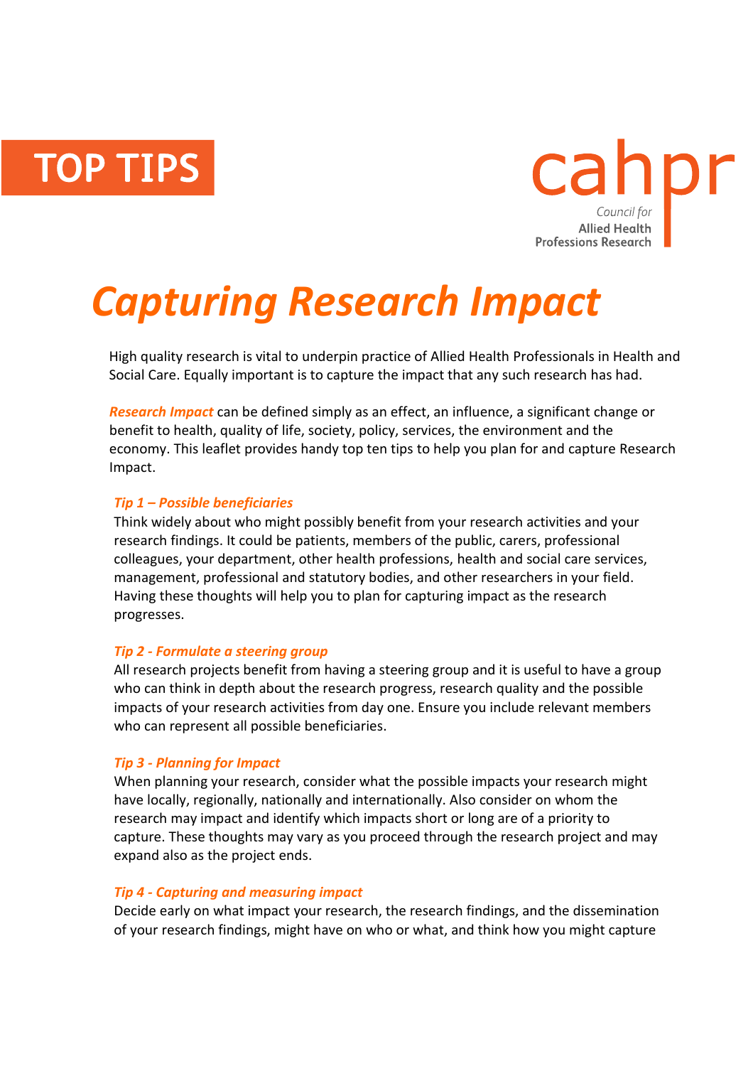TOP TIPS

cahpr
Council for
Allied Health
Professions Research

# *Capturing Research Impact*

High quality research is vital to underpin practice of Allied Health Professionals in Health and Social Care. Equally important is to capture the impact that any such research has had.

***Research Impact*** can be defined simply as an effect, an influence, a significant change or benefit to health, quality of life, society, policy, services, the environment and the economy. This leaflet provides handy top ten tips to help you plan for and capture Research Impact.

### *Tip 1 – Possible beneficiaries*

Think widely about who might possibly benefit from your research activities and your research findings. It could be patients, members of the public, carers, professional colleagues, your department, other health professions, health and social care services, management, professional and statutory bodies, and other researchers in your field. Having these thoughts will help you to plan for capturing impact as the research progresses.

### *Tip 2 - Formulate a steering group*

All research projects benefit from having a steering group and it is useful to have a group who can think in depth about the research progress, research quality and the possible impacts of your research activities from day one. Ensure you include relevant members who can represent all possible beneficiaries.

### *Tip 3 - Planning for Impact*

When planning your research, consider what the possible impacts your research might have locally, regionally, nationally and internationally. Also consider on whom the research may impact and identify which impacts short or long are of a priority to capture. These thoughts may vary as you proceed through the research project and may expand also as the project ends.

### *Tip 4 - Capturing and measuring impact*

Decide early on what impact your research, the research findings, and the dissemination of your research findings, might have on who or what, and think how you might capture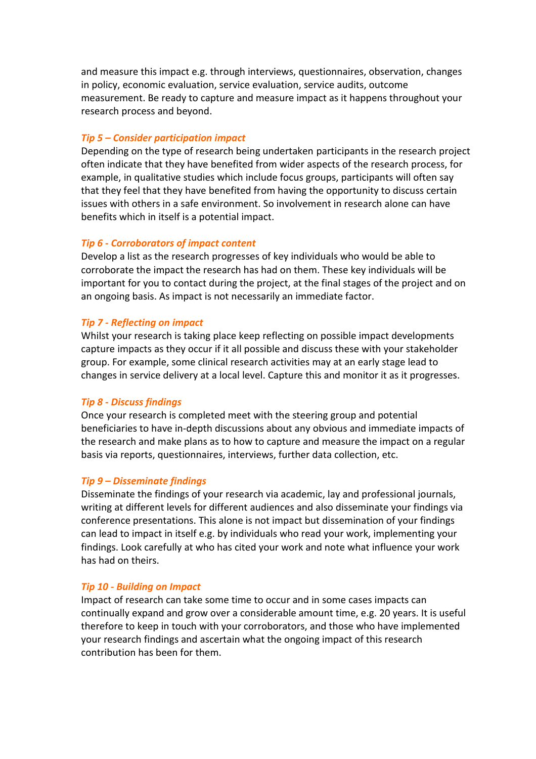and measure this impact e.g. through interviews, questionnaires, observation, changes in policy, economic evaluation, service evaluation, service audits, outcome measurement. Be ready to capture and measure impact as it happens throughout your research process and beyond.

***Tip 5 – Consider participation impact***

Depending on the type of research being undertaken participants in the research project often indicate that they have benefited from wider aspects of the research process, for example, in qualitative studies which include focus groups, participants will often say that they feel that they have benefited from having the opportunity to discuss certain issues with others in a safe environment. So involvement in research alone can have benefits which in itself is a potential impact.

***Tip 6 - Corroborators of impact content***

Develop a list as the research progresses of key individuals who would be able to corroborate the impact the research has had on them. These key individuals will be important for you to contact during the project, at the final stages of the project and on an ongoing basis. As impact is not necessarily an immediate factor.

***Tip 7 - Reflecting on impact***

Whilst your research is taking place keep reflecting on possible impact developments capture impacts as they occur if it all possible and discuss these with your stakeholder group. For example, some clinical research activities may at an early stage lead to changes in service delivery at a local level. Capture this and monitor it as it progresses.

***Tip 8 - Discuss findings***

Once your research is completed meet with the steering group and potential beneficiaries to have in-depth discussions about any obvious and immediate impacts of the research and make plans as to how to capture and measure the impact on a regular basis via reports, questionnaires, interviews, further data collection, etc.

***Tip 9 – Disseminate findings***

Disseminate the findings of your research via academic, lay and professional journals, writing at different levels for different audiences and also disseminate your findings via conference presentations. This alone is not impact but dissemination of your findings can lead to impact in itself e.g. by individuals who read your work, implementing your findings. Look carefully at who has cited your work and note what influence your work has had on theirs.

***Tip 10 - Building on Impact***

Impact of research can take some time to occur and in some cases impacts can continually expand and grow over a considerable amount time, e.g. 20 years. It is useful therefore to keep in touch with your corroborators, and those who have implemented your research findings and ascertain what the ongoing impact of this research contribution has been for them.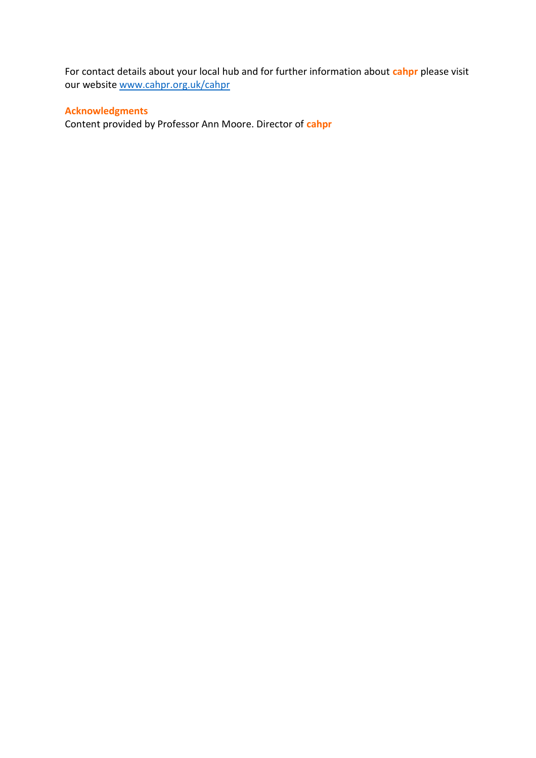For contact details about your local hub and for further information about **cahpr** please visit our website [www.cahpr.org.uk/cahpr](www.cahpr.org.uk/cahpr)

**Acknowledgments**

Content provided by Professor Ann Moore. Director of **cahpr**